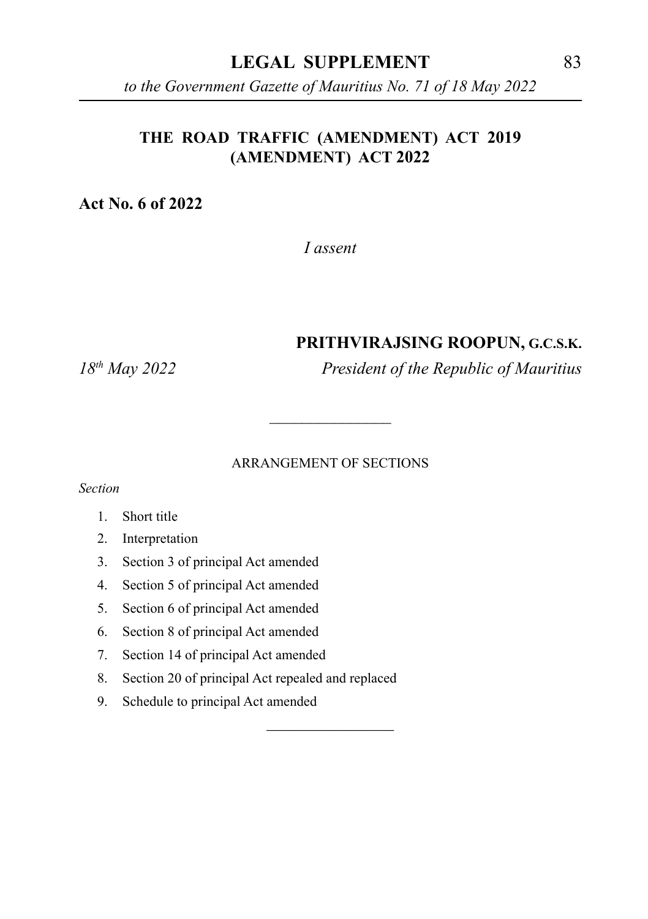# THE ROAD TRAFFIC (AMENDMENT) ACT 2019 (AMENDMENT) ACT 2022

**Act No. 6 of 2022**

*I assent*

**PRITHVIRAJSING ROOPUN, G.C.S.K.**

*18th May 2022* *President of the Republic of Mauritius*

---

ARRANGEMENT OF SECTIONS

*Section*

1. Short title
2. Interpretation
3. Section 3 of principal Act amended
4. Section 5 of principal Act amended
5. Section 6 of principal Act amended
6. Section 8 of principal Act amended
7. Section 14 of principal Act amended
8. Section 20 of principal Act repealed and replaced
9. Schedule to principal Act amended

---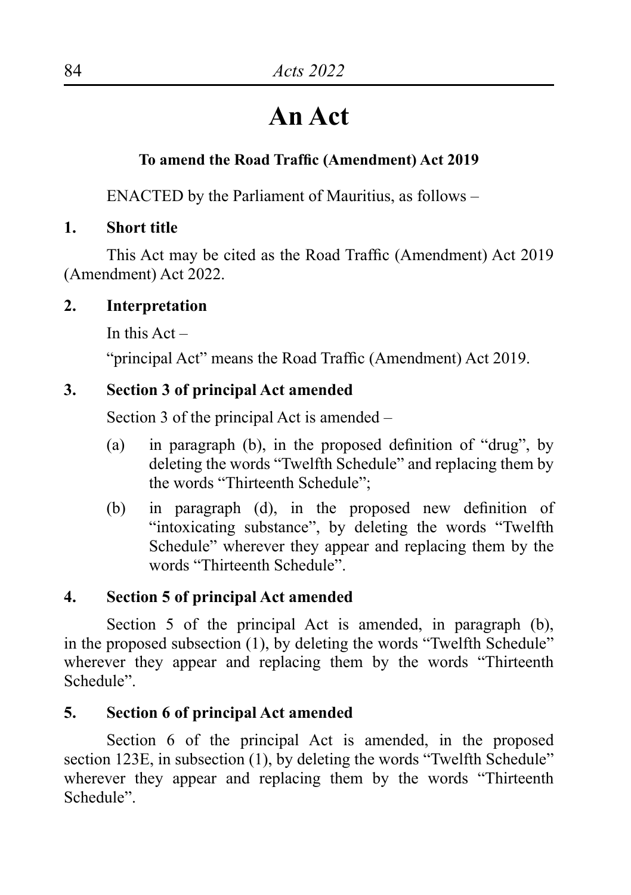# An Act

**To amend the Road Traffic (Amendment) Act 2019**

ENACTED by the Parliament of Mauritius, as follows –

**1. Short title**

This Act may be cited as the Road Traffic (Amendment) Act 2019 (Amendment) Act 2022.

**2. Interpretation**

In this Act –

"principal Act" means the Road Traffic (Amendment) Act 2019.

**3. Section 3 of principal Act amended**

Section 3 of the principal Act is amended –

(a) in paragraph (b), in the proposed definition of "drug", by deleting the words "Twelfth Schedule" and replacing them by the words "Thirteenth Schedule";

(b) in paragraph (d), in the proposed new definition of "intoxicating substance", by deleting the words "Twelfth Schedule" wherever they appear and replacing them by the words "Thirteenth Schedule".

**4. Section 5 of principal Act amended**

Section 5 of the principal Act is amended, in paragraph (b), in the proposed subsection (1), by deleting the words "Twelfth Schedule" wherever they appear and replacing them by the words "Thirteenth Schedule".

**5. Section 6 of principal Act amended**

Section 6 of the principal Act is amended, in the proposed section 123E, in subsection (1), by deleting the words "Twelfth Schedule" wherever they appear and replacing them by the words "Thirteenth Schedule".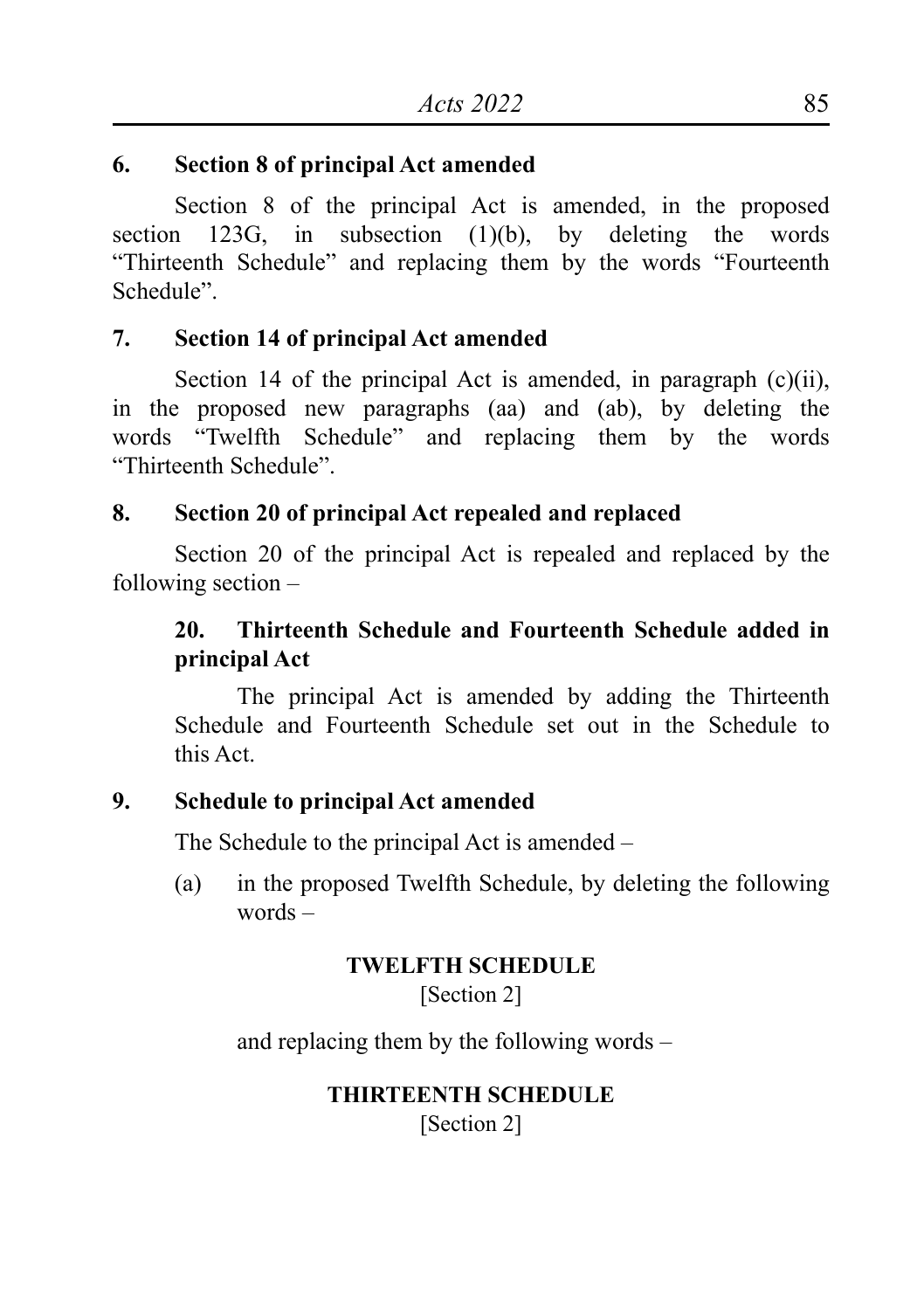**6. Section 8 of principal Act amended**

Section 8 of the principal Act is amended, in the proposed section 123G, in subsection (1)(b), by deleting the words "Thirteenth Schedule" and replacing them by the words "Fourteenth Schedule".

**7. Section 14 of principal Act amended**

Section 14 of the principal Act is amended, in paragraph (c)(ii), in the proposed new paragraphs (aa) and (ab), by deleting the words "Twelfth Schedule" and replacing them by the words "Thirteenth Schedule".

**8. Section 20 of principal Act repealed and replaced**

Section 20 of the principal Act is repealed and replaced by the following section –

> **20. Thirteenth Schedule and Fourteenth Schedule added in principal Act**
>
> The principal Act is amended by adding the Thirteenth Schedule and Fourteenth Schedule set out in the Schedule to this Act.

**9. Schedule to principal Act amended**

The Schedule to the principal Act is amended –

(a) in the proposed Twelfth Schedule, by deleting the following words –

**TWELFTH SCHEDULE**
[Section 2]

and replacing them by the following words –

**THIRTEENTH SCHEDULE**
[Section 2]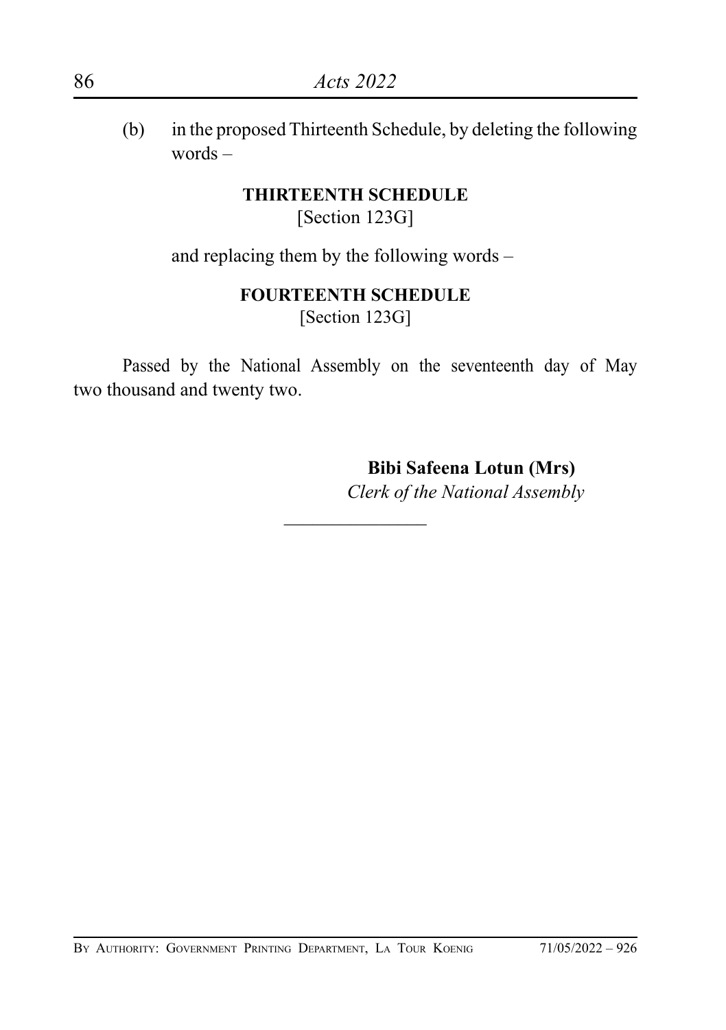(b) in the proposed Thirteenth Schedule, by deleting the following words –

**THIRTEENTH SCHEDULE**
[Section 123G]

and replacing them by the following words –

**FOURTEENTH SCHEDULE**
[Section 123G]

Passed by the National Assembly on the seventeenth day of May two thousand and twenty two.

**Bibi Safeena Lotun (Mrs)**
*Clerk of the National Assembly*

---

By Authority: Government Printing Department, La Tour Koenig 71/05/2022 – 926